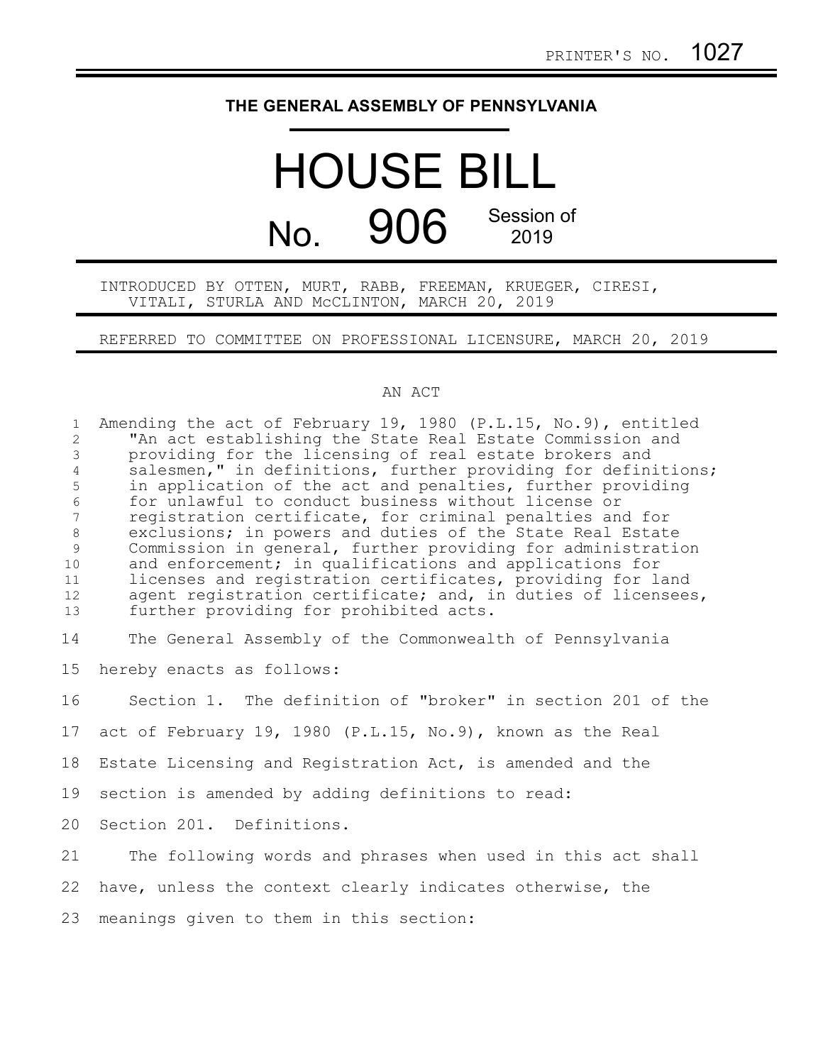PRINTER'S NO. 1027

# THE GENERAL ASSEMBLY OF PENNSYLVANIA

# HOUSE BILL

## No. 906 Session of 2019

INTRODUCED BY OTTEN, MURT, RABB, FREEMAN, KRUEGER, CIRESI, VITALI, STURLA AND McCLINTON, MARCH 20, 2019

REFERRED TO COMMITTEE ON PROFESSIONAL LICENSURE, MARCH 20, 2019

AN ACT

Amending the act of February 19, 1980 (P.L.15, No.9), entitled "An act establishing the State Real Estate Commission and providing for the licensing of real estate brokers and salesmen," in definitions, further providing for definitions; in application of the act and penalties, further providing for unlawful to conduct business without license or registration certificate, for criminal penalties and for exclusions; in powers and duties of the State Real Estate Commission in general, further providing for administration and enforcement; in qualifications and applications for licenses and registration certificates, providing for land agent registration certificate; and, in duties of licensees, further providing for prohibited acts.

The General Assembly of the Commonwealth of Pennsylvania hereby enacts as follows:

Section 1. The definition of "broker" in section 201 of the act of February 19, 1980 (P.L.15, No.9), known as the Real Estate Licensing and Registration Act, is amended and the section is amended by adding definitions to read:

Section 201. Definitions.

The following words and phrases when used in this act shall have, unless the context clearly indicates otherwise, the meanings given to them in this section: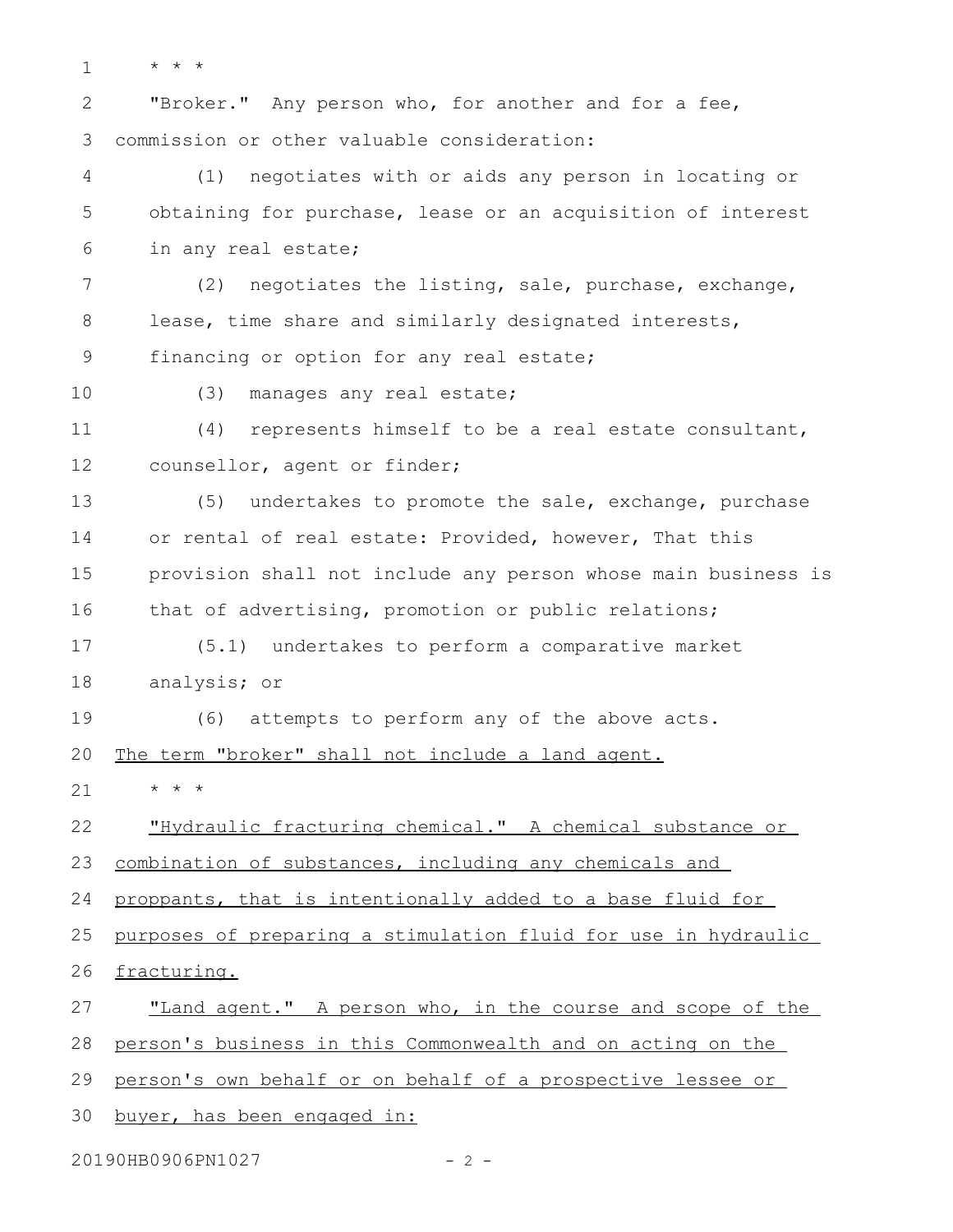\* \* \*

"Broker." Any person who, for another and for a fee, commission or other valuable consideration:

(1) negotiates with or aids any person in locating or obtaining for purchase, lease or an acquisition of interest in any real estate;

(2) negotiates the listing, sale, purchase, exchange, lease, time share and similarly designated interests, financing or option for any real estate;

(3) manages any real estate;

(4) represents himself to be a real estate consultant, counsellor, agent or finder;

(5) undertakes to promote the sale, exchange, purchase or rental of real estate: Provided, however, That this provision shall not include any person whose main business is that of advertising, promotion or public relations;

(5.1) undertakes to perform a comparative market analysis; or

(6) attempts to perform any of the above acts.

<u>The term "broker" shall not include a land agent.</u>

\* \* \*

<u>"Hydraulic fracturing chemical." A chemical substance or combination of substances, including any chemicals and proppants, that is intentionally added to a base fluid for purposes of preparing a stimulation fluid for use in hydraulic fracturing.</u>

<u>"Land agent." A person who, in the course and scope of the person's business in this Commonwealth and on acting on the person's own behalf or on behalf of a prospective lessee or buyer, has been engaged in:</u>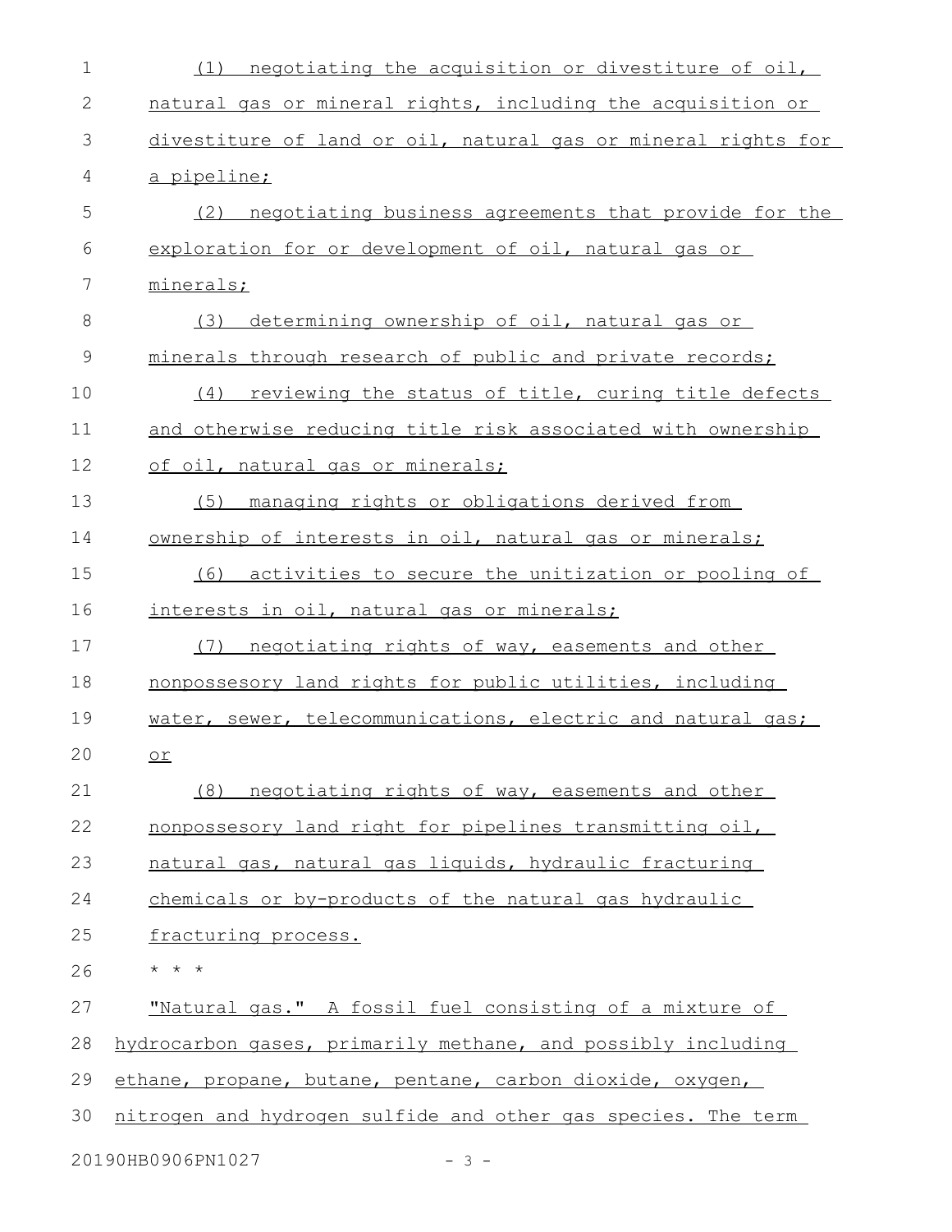(1) negotiating the acquisition or divestiture of oil, natural gas or mineral rights, including the acquisition or divestiture of land or oil, natural gas or mineral rights for a pipeline;

(2) negotiating business agreements that provide for the exploration for or development of oil, natural gas or minerals;

(3) determining ownership of oil, natural gas or minerals through research of public and private records;

(4) reviewing the status of title, curing title defects and otherwise reducing title risk associated with ownership of oil, natural gas or minerals;

(5) managing rights or obligations derived from ownership of interests in oil, natural gas or minerals;

(6) activities to secure the unitization or pooling of interests in oil, natural gas or minerals;

(7) negotiating rights of way, easements and other nonpossesory land rights for public utilities, including water, sewer, telecommunications, electric and natural gas; or

(8) negotiating rights of way, easements and other nonpossesory land right for pipelines transmitting oil, natural gas, natural gas liquids, hydraulic fracturing chemicals or by-products of the natural gas hydraulic fracturing process.

* * *

"Natural gas." A fossil fuel consisting of a mixture of hydrocarbon gases, primarily methane, and possibly including ethane, propane, butane, pentane, carbon dioxide, oxygen, nitrogen and hydrogen sulfide and other gas species. The term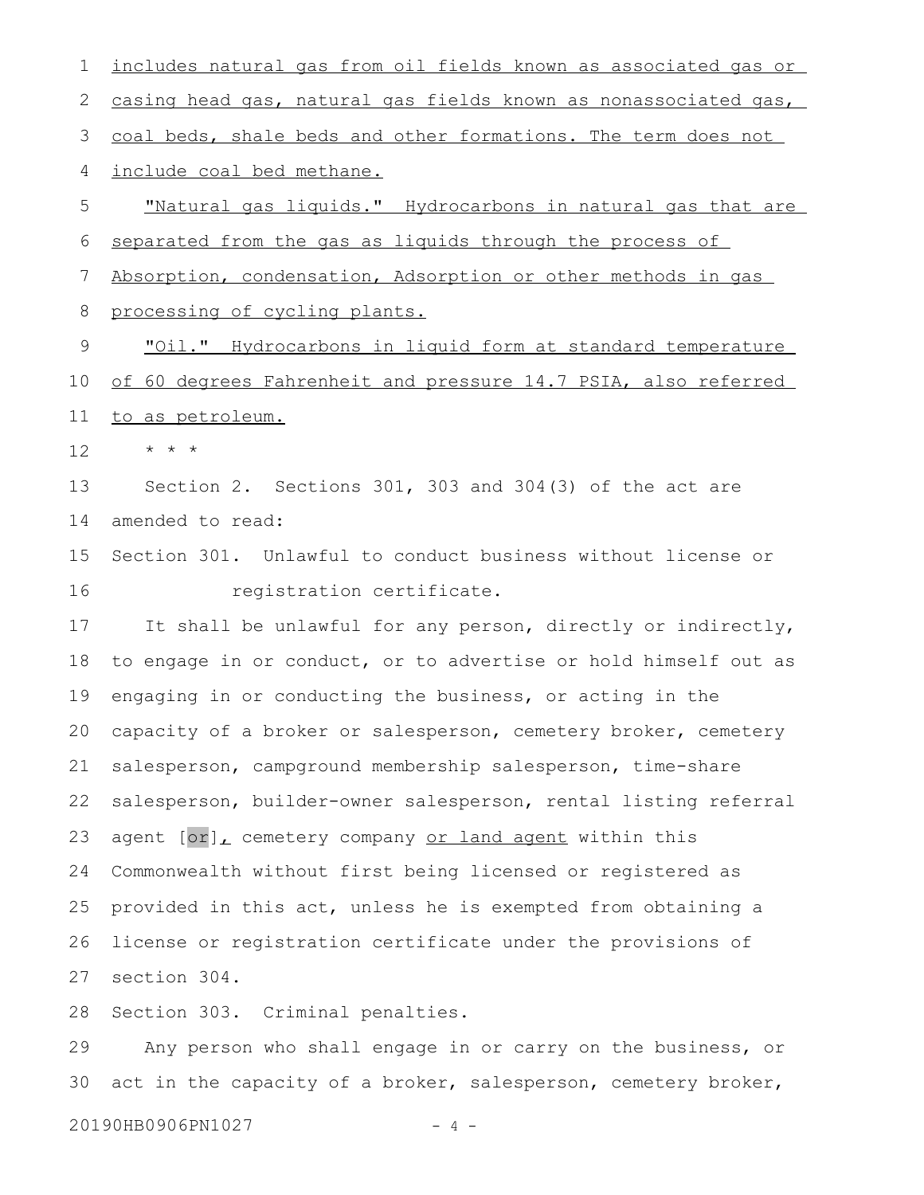includes natural gas from oil fields known as associated gas or casing head gas, natural gas fields known as nonassociated gas, coal beds, shale beds and other formations. The term does not include coal bed methane.

"Natural gas liquids." Hydrocarbons in natural gas that are separated from the gas as liquids through the process of Absorption, condensation, Adsorption or other methods in gas processing of cycling plants.

"Oil." Hydrocarbons in liquid form at standard temperature of 60 degrees Fahrenheit and pressure 14.7 PSIA, also referred to as petroleum.

\* \* \*

Section 2. Sections 301, 303 and 304(3) of the act are amended to read:

Section 301. Unlawful to conduct business without license or registration certificate.

It shall be unlawful for any person, directly or indirectly, to engage in or conduct, or to advertise or hold himself out as engaging in or conducting the business, or acting in the capacity of a broker or salesperson, cemetery broker, cemetery salesperson, campground membership salesperson, time-share salesperson, builder-owner salesperson, rental listing referral agent [or], cemetery company or land agent within this Commonwealth without first being licensed or registered as provided in this act, unless he is exempted from obtaining a license or registration certificate under the provisions of section 304.

Section 303. Criminal penalties.

Any person who shall engage in or carry on the business, or act in the capacity of a broker, salesperson, cemetery broker,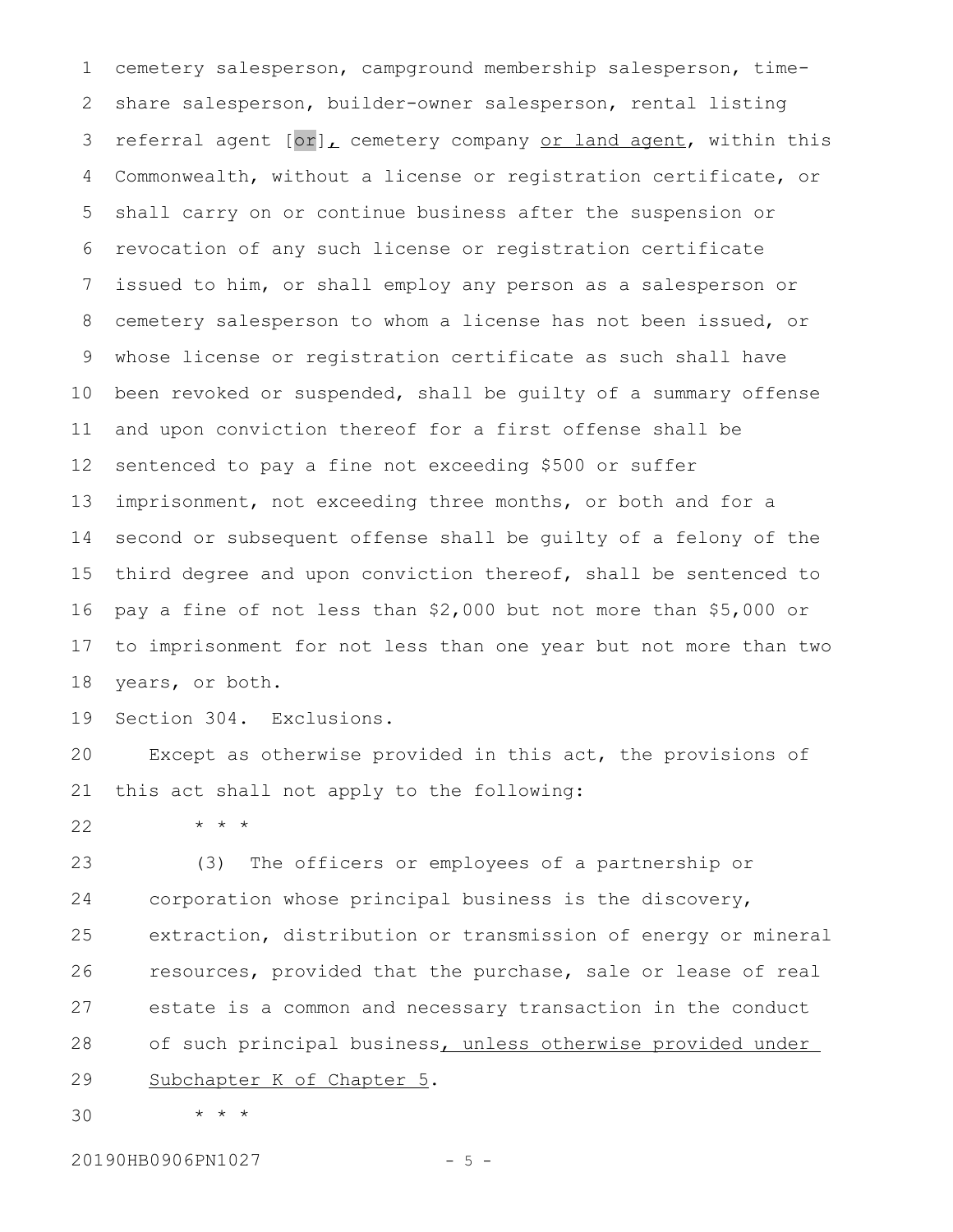cemetery salesperson, campground membership salesperson, time-share salesperson, builder-owner salesperson, rental listing referral agent [or], cemetery company or land agent, within this Commonwealth, without a license or registration certificate, or shall carry on or continue business after the suspension or revocation of any such license or registration certificate issued to him, or shall employ any person as a salesperson or cemetery salesperson to whom a license has not been issued, or whose license or registration certificate as such shall have been revoked or suspended, shall be guilty of a summary offense and upon conviction thereof for a first offense shall be sentenced to pay a fine not exceeding $500 or suffer imprisonment, not exceeding three months, or both and for a second or subsequent offense shall be guilty of a felony of the third degree and upon conviction thereof, shall be sentenced to pay a fine of not less than $2,000 but not more than $5,000 or to imprisonment for not less than one year but not more than two years, or both.

Section 304. Exclusions.

Except as otherwise provided in this act, the provisions of this act shall not apply to the following:

\* \* \*

(3) The officers or employees of a partnership or corporation whose principal business is the discovery, extraction, distribution or transmission of energy or mineral resources, provided that the purchase, sale or lease of real estate is a common and necessary transaction in the conduct of such principal business, unless otherwise provided under Subchapter K of Chapter 5.

\* \* \*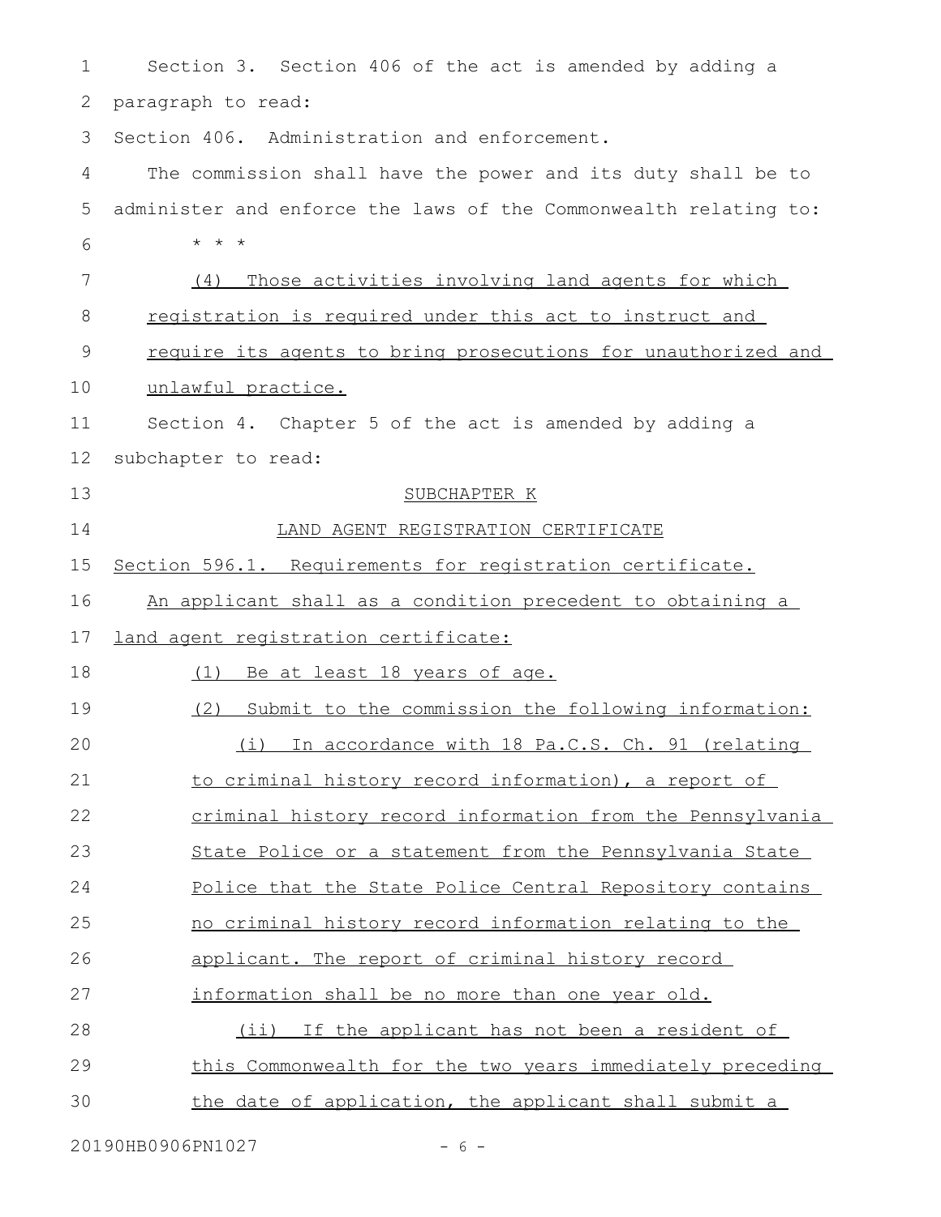Section 3. Section 406 of the act is amended by adding a paragraph to read:

Section 406. Administration and enforcement.

The commission shall have the power and its duty shall be to administer and enforce the laws of the Commonwealth relating to:

* * *

(4) Those activities involving land agents for which registration is required under this act to instruct and require its agents to bring prosecutions for unauthorized and unlawful practice.

Section 4. Chapter 5 of the act is amended by adding a subchapter to read:

SUBCHAPTER K

LAND AGENT REGISTRATION CERTIFICATE

Section 596.1. Requirements for registration certificate.

An applicant shall as a condition precedent to obtaining a land agent registration certificate:

(1) Be at least 18 years of age.

(2) Submit to the commission the following information:

(i) In accordance with 18 Pa.C.S. Ch. 91 (relating to criminal history record information), a report of criminal history record information from the Pennsylvania State Police or a statement from the Pennsylvania State Police that the State Police Central Repository contains no criminal history record information relating to the applicant. The report of criminal history record information shall be no more than one year old.

(ii) If the applicant has not been a resident of this Commonwealth for the two years immediately preceding the date of application, the applicant shall submit a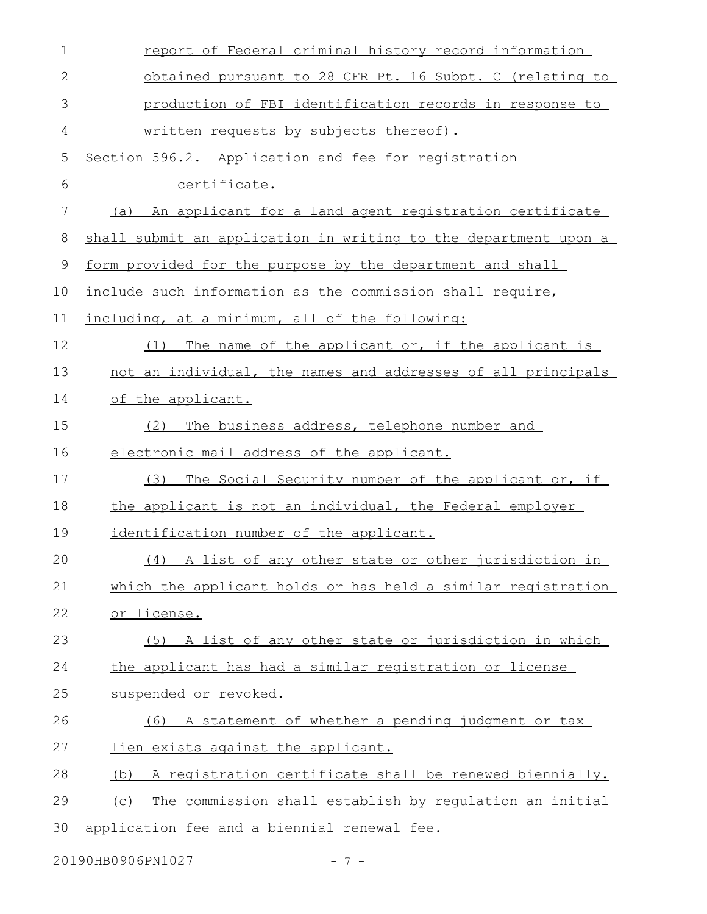report of Federal criminal history record information obtained pursuant to 28 CFR Pt. 16 Subpt. C (relating to production of FBI identification records in response to written requests by subjects thereof).

Section 596.2. Application and fee for registration certificate.

(a) An applicant for a land agent registration certificate shall submit an application in writing to the department upon a form provided for the purpose by the department and shall include such information as the commission shall require, including, at a minimum, all of the following:

(1) The name of the applicant or, if the applicant is not an individual, the names and addresses of all principals of the applicant.

(2) The business address, telephone number and electronic mail address of the applicant.

(3) The Social Security number of the applicant or, if the applicant is not an individual, the Federal employer identification number of the applicant.

(4) A list of any other state or other jurisdiction in which the applicant holds or has held a similar registration or license.

(5) A list of any other state or jurisdiction in which the applicant has had a similar registration or license suspended or revoked.

(6) A statement of whether a pending judgment or tax lien exists against the applicant.

(b) A registration certificate shall be renewed biennially.

(c) The commission shall establish by regulation an initial application fee and a biennial renewal fee.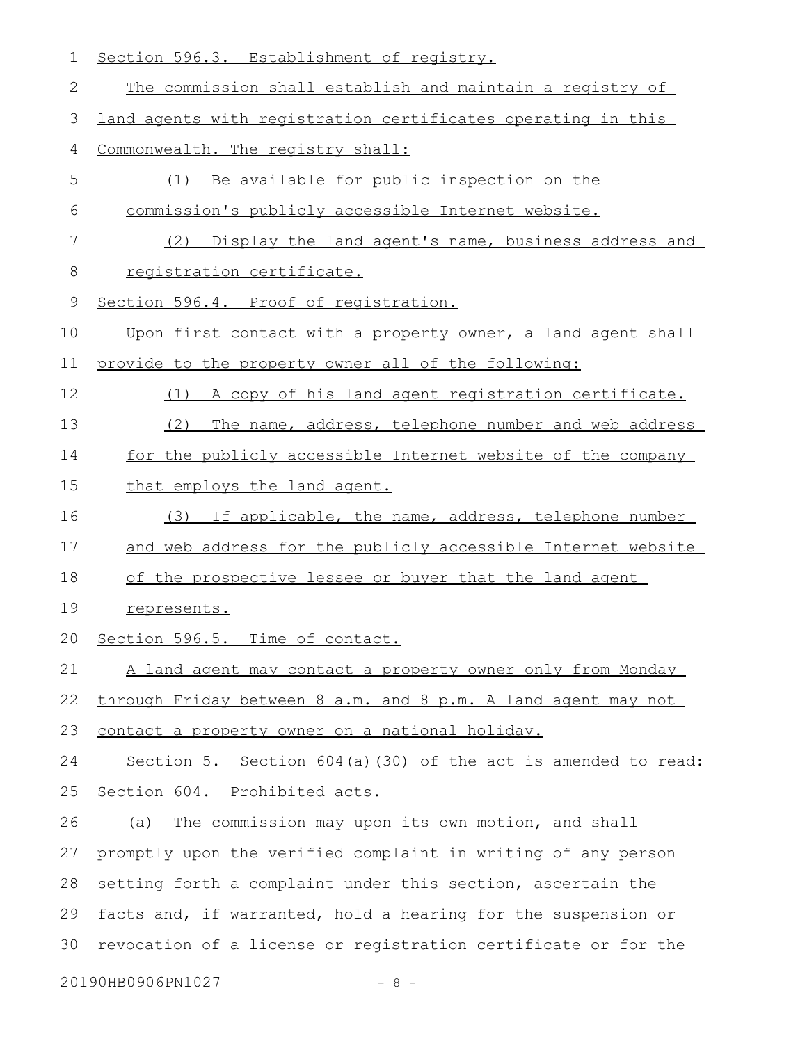Section 596.3. Establishment of registry.

The commission shall establish and maintain a registry of land agents with registration certificates operating in this Commonwealth. The registry shall:

(1) Be available for public inspection on the commission's publicly accessible Internet website.

(2) Display the land agent's name, business address and registration certificate.

Section 596.4. Proof of registration.

Upon first contact with a property owner, a land agent shall provide to the property owner all of the following:

(1) A copy of his land agent registration certificate.

(2) The name, address, telephone number and web address for the publicly accessible Internet website of the company that employs the land agent.

(3) If applicable, the name, address, telephone number and web address for the publicly accessible Internet website of the prospective lessee or buyer that the land agent represents.

Section 596.5. Time of contact.

A land agent may contact a property owner only from Monday through Friday between 8 a.m. and 8 p.m. A land agent may not contact a property owner on a national holiday.

Section 5. Section 604(a)(30) of the act is amended to read:

Section 604. Prohibited acts.

(a) The commission may upon its own motion, and shall promptly upon the verified complaint in writing of any person setting forth a complaint under this section, ascertain the facts and, if warranted, hold a hearing for the suspension or revocation of a license or registration certificate or for the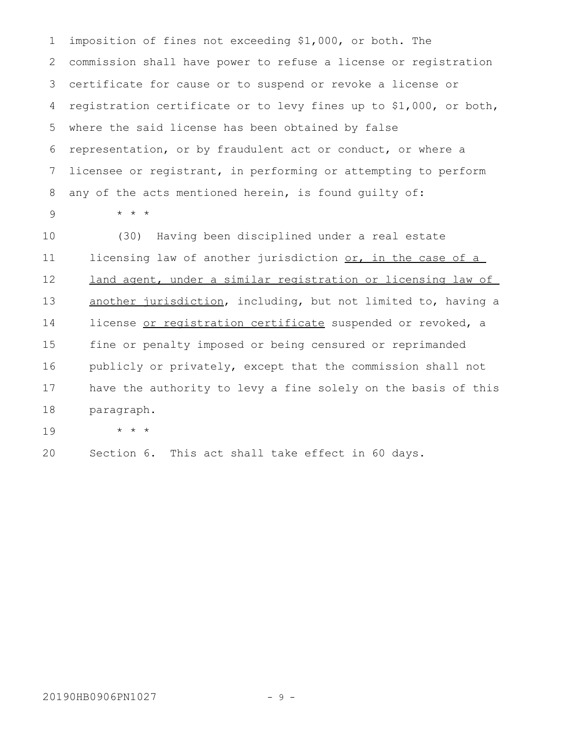imposition of fines not exceeding $1,000, or both. The commission shall have power to refuse a license or registration certificate for cause or to suspend or revoke a license or registration certificate or to levy fines up to $1,000, or both, where the said license has been obtained by false representation, or by fraudulent act or conduct, or where a licensee or registrant, in performing or attempting to perform any of the acts mentioned herein, is found guilty of:

\* \* \*

(30) Having been disciplined under a real estate licensing law of another jurisdiction <u>or, in the case of a land agent, under a similar registration or licensing law of another jurisdiction</u>, including, but not limited to, having a license <u>or registration certificate</u> suspended or revoked, a fine or penalty imposed or being censured or reprimanded publicly or privately, except that the commission shall not have the authority to levy a fine solely on the basis of this paragraph.

\* \* \*

Section 6. This act shall take effect in 60 days.